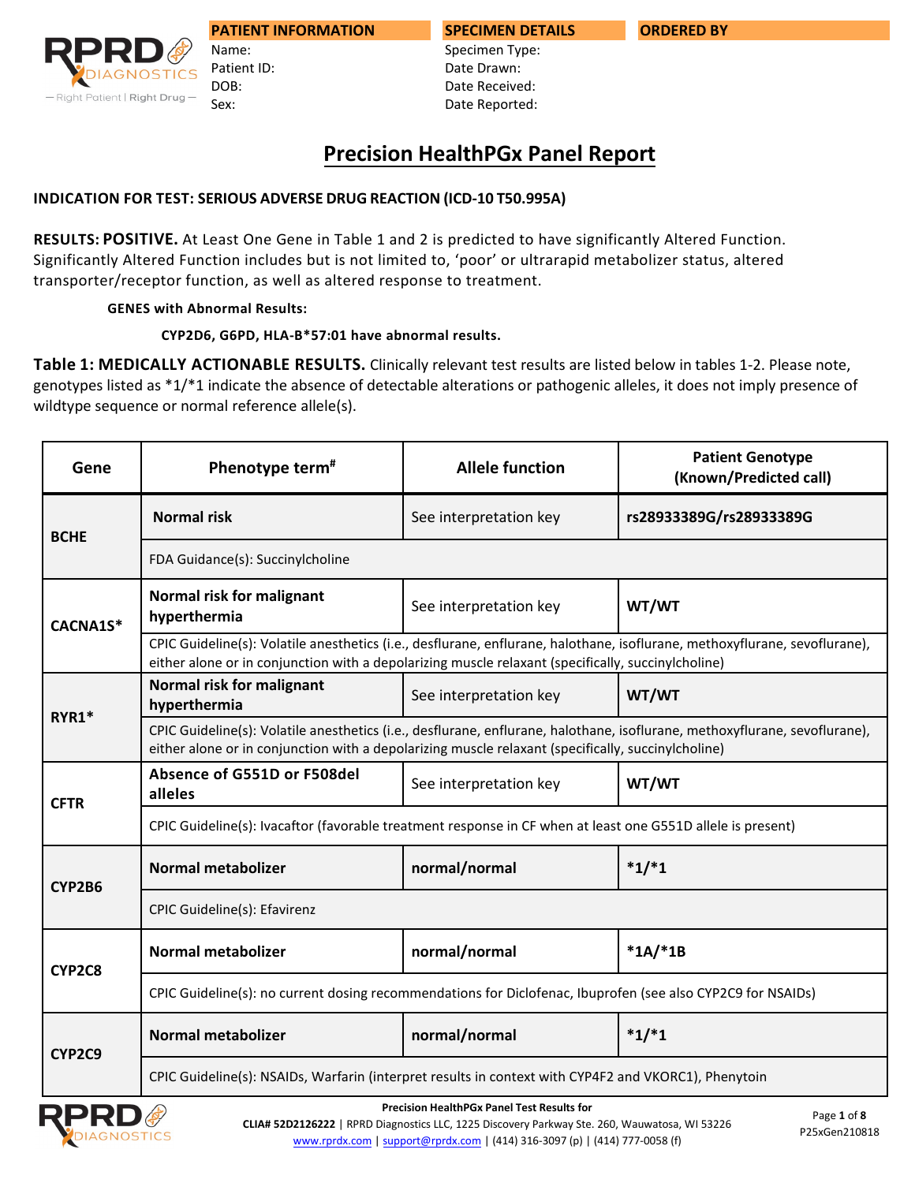| PATIENT INFORMATION | SPECIMEN DETAILS | ORDERED BY |
| --- | --- | --- |
| Name: | Specimen Type: | |
| Patient ID: | Date Drawn: | |
| DOB: | Date Received: | |
| Sex: | Date Reported: | |

# Precision HealthPGx Panel Report

**INDICATION FOR TEST: SERIOUS ADVERSE DRUG REACTION (ICD-10 T50.995A)**

**RESULTS: POSITIVE.** At Least One Gene in Table 1 and 2 is predicted to have significantly Altered Function. Significantly Altered Function includes but is not limited to, 'poor' or ultrarapid metabolizer status, altered transporter/receptor function, as well as altered response to treatment.

**GENES with Abnormal Results:**

**CYP2D6, G6PD, HLA-B*57:01 have abnormal results.**

**Table 1: MEDICALLY ACTIONABLE RESULTS.** Clinically relevant test results are listed below in tables 1-2. Please note, genotypes listed as *1/*1 indicate the absence of detectable alterations or pathogenic alleles, it does not imply presence of wildtype sequence or normal reference allele(s).

| Gene | Phenotype term# | Allele function | Patient Genotype (Known/Predicted call) |
| --- | --- | --- | --- |
| **BCHE** | **Normal risk** | See interpretation key | **rs28933389G/rs28933389G** |
| | FDA Guidance(s): Succinylcholine | | |
| **CACNA1S*** | **Normal risk for malignant hyperthermia** | See interpretation key | **WT/WT** |
| | CPIC Guideline(s): Volatile anesthetics (i.e., desflurane, enflurane, halothane, isoflurane, methoxyflurane, sevoflurane), either alone or in conjunction with a depolarizing muscle relaxant (specifically, succinylcholine) | | |
| **RYR1*** | **Normal risk for malignant hyperthermia** | See interpretation key | **WT/WT** |
| | CPIC Guideline(s): Volatile anesthetics (i.e., desflurane, enflurane, halothane, isoflurane, methoxyflurane, sevoflurane), either alone or in conjunction with a depolarizing muscle relaxant (specifically, succinylcholine) | | |
| **CFTR** | **Absence of G551D or F508del alleles** | See interpretation key | **WT/WT** |
| | CPIC Guideline(s): Ivacaftor (favorable treatment response in CF when at least one G551D allele is present) | | |
| **CYP2B6** | **Normal metabolizer** | **normal/normal** | ***1/*1** |
| | CPIC Guideline(s): Efavirenz | | |
| **CYP2C8** | **Normal metabolizer** | **normal/normal** | ***1A/*1B** |
| | CPIC Guideline(s): no current dosing recommendations for Diclofenac, Ibuprofen (see also CYP2C9 for NSAIDs) | | |
| **CYP2C9** | **Normal metabolizer** | **normal/normal** | ***1/*1** |
| | CPIC Guideline(s): NSAIDs, Warfarin (interpret results in context with CYP4F2 and VKORC1), Phenytoin | | |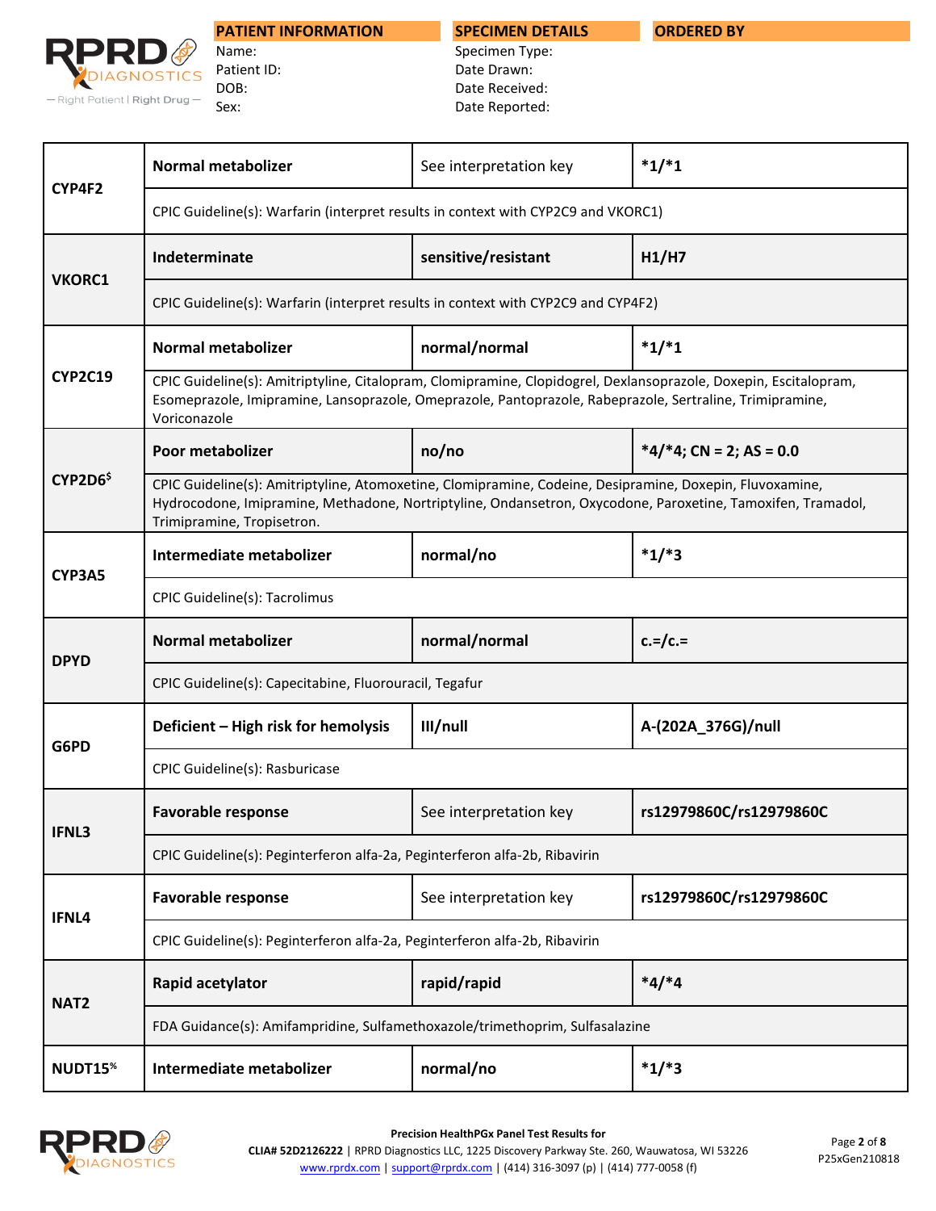| PATIENT INFORMATION | SPECIMEN DETAILS | ORDERED BY |
|---|---|---|
| Name: | Specimen Type: | |
| Patient ID: | Date Drawn: | |
| DOB: | Date Received: | |
| Sex: | Date Reported: | |

| Gene | Phenotype | Function | Genotype |
|---|---|---|---|
| CYP4F2 | **Normal metabolizer** | See interpretation key | **\*1/\*1** |
| | CPIC Guideline(s): Warfarin (interpret results in context with CYP2C9 and VKORC1) | | |
| VKORC1 | **Indeterminate** | **sensitive/resistant** | **H1/H7** |
| | CPIC Guideline(s): Warfarin (interpret results in context with CYP2C9 and CYP4F2) | | |
| CYP2C19 | **Normal metabolizer** | **normal/normal** | **\*1/\*1** |
| | CPIC Guideline(s): Amitriptyline, Citalopram, Clomipramine, Clopidogrel, Dexlansoprazole, Doxepin, Escitalopram, Esomeprazole, Imipramine, Lansoprazole, Omeprazole, Pantoprazole, Rabeprazole, Sertraline, Trimipramine, Voriconazole | | |
| CYP2D6$ | **Poor metabolizer** | **no/no** | **\*4/\*4; CN = 2; AS = 0.0** |
| | CPIC Guideline(s): Amitriptyline, Atomoxetine, Clomipramine, Codeine, Desipramine, Doxepin, Fluvoxamine, Hydrocodone, Imipramine, Methadone, Nortriptyline, Ondansetron, Oxycodone, Paroxetine, Tamoxifen, Tramadol, Trimipramine, Tropisetron. | | |
| CYP3A5 | **Intermediate metabolizer** | **normal/no** | **\*1/\*3** |
| | CPIC Guideline(s): Tacrolimus | | |
| DPYD | **Normal metabolizer** | **normal/normal** | **c.=/c.=** |
| | CPIC Guideline(s): Capecitabine, Fluorouracil, Tegafur | | |
| G6PD | **Deficient – High risk for hemolysis** | **III/null** | **A-(202A_376G)/null** |
| | CPIC Guideline(s): Rasburicase | | |
| IFNL3 | **Favorable response** | See interpretation key | **rs12979860C/rs12979860C** |
| | CPIC Guideline(s): Peginterferon alfa-2a, Peginterferon alfa-2b, Ribavirin | | |
| IFNL4 | **Favorable response** | See interpretation key | **rs12979860C/rs12979860C** |
| | CPIC Guideline(s): Peginterferon alfa-2a, Peginterferon alfa-2b, Ribavirin | | |
| NAT2 | **Rapid acetylator** | **rapid/rapid** | **\*4/\*4** |
| | FDA Guidance(s): Amifampridine, Sulfamethoxazole/trimethoprim, Sulfasalazine | | |
| NUDT15% | **Intermediate metabolizer** | **normal/no** | **\*1/\*3** |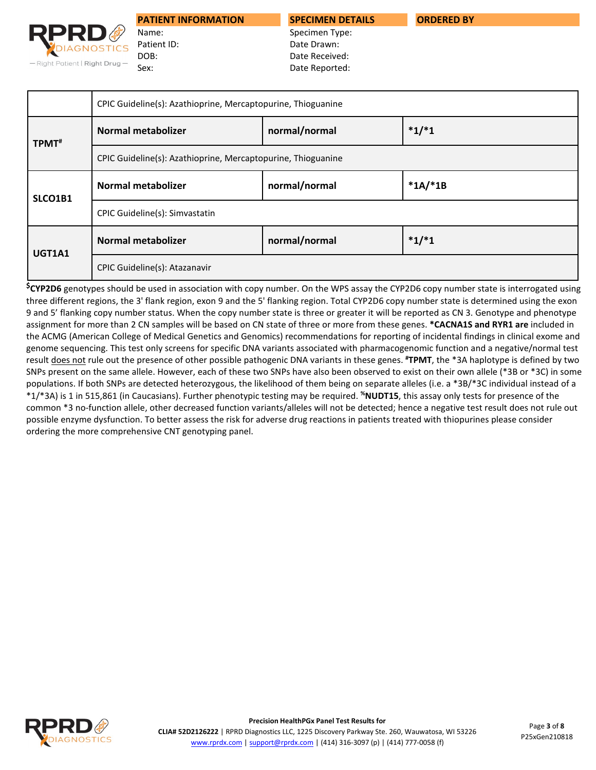| PATIENT INFORMATION | SPECIMEN DETAILS | ORDERED BY |
|---|---|---|
| Name: | Specimen Type: | |
| Patient ID: | Date Drawn: | |
| DOB: | Date Received: | |
| Sex: | Date Reported: | |

| | | | |
|---|---|---|---|
| | CPIC Guideline(s): Azathioprine, Mercaptopurine, Thioguanine | | |
| **TPMT#** | **Normal metabolizer** | **normal/normal** | ***1/*1** |
| | CPIC Guideline(s): Azathioprine, Mercaptopurine, Thioguanine | | |
| **SLCO1B1** | **Normal metabolizer** | **normal/normal** | ***1A/*1B** |
| | CPIC Guideline(s): Simvastatin | | |
| **UGT1A1** | **Normal metabolizer** | **normal/normal** | ***1/*1** |
| | CPIC Guideline(s): Atazanavir | | |

$**CYP2D6** genotypes should be used in association with copy number. On the WPS assay the CYP2D6 copy number state is interrogated using three different regions, the 3' flank region, exon 9 and the 5' flanking region. Total CYP2D6 copy number state is determined using the exon 9 and 5' flanking copy number status. When the copy number state is three or greater it will be reported as CN 3. Genotype and phenotype assignment for more than 2 CN samples will be based on CN state of three or more from these genes. ***CACNA1S and RYR1 are** included in the ACMG (American College of Medical Genetics and Genomics) recommendations for reporting of incidental findings in clinical exome and genome sequencing. This test only screens for specific DNA variants associated with pharmacogenomic function and a negative/normal test result does not rule out the presence of other possible pathogenic DNA variants in these genes. #**TPMT**, the *3A haplotype is defined by two SNPs present on the same allele. However, each of these two SNPs have also been observed to exist on their own allele (*3B or *3C) in some populations. If both SNPs are detected heterozygous, the likelihood of them being on separate alleles (i.e. a *3B/*3C individual instead of a *1/*3A) is 1 in 515,861 (in Caucasians). Further phenotypic testing may be required. %**NUDT15**, this assay only tests for presence of the common *3 no-function allele, other decreased function variants/alleles will not be detected; hence a negative test result does not rule out possible enzyme dysfunction. To better assess the risk for adverse drug reactions in patients treated with thiopurines please consider ordering the more comprehensive CNT genotyping panel.

**Precision HealthPGx Panel Test Results for**

**CLIA# 52D2126222** | RPRD Diagnostics LLC, 1225 Discovery Parkway Ste. 260, Wauwatosa, WI 53226
www.rprdx.com | support@rprdx.com | (414) 316-3097 (p) | (414) 777-0058 (f)

P25xGen210818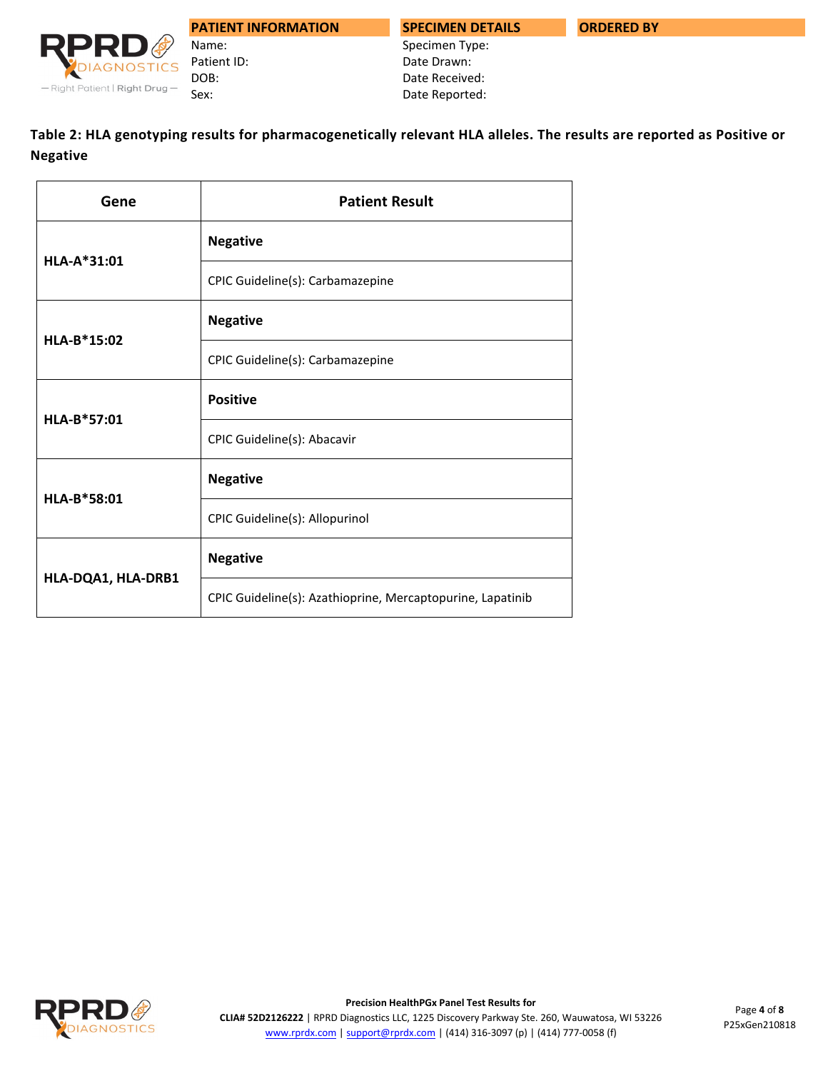| PATIENT INFORMATION | SPECIMEN DETAILS | ORDERED BY |
|---|---|---|
| Name: | Specimen Type: | |
| Patient ID: | Date Drawn: | |
| DOB: | Date Received: | |
| Sex: | Date Reported: | |

**Table 2: HLA genotyping results for pharmacogenetically relevant HLA alleles. The results are reported as Positive or Negative**

| Gene | Patient Result |
|---|---|
| **HLA-A*31:01** | **Negative** |
| | CPIC Guideline(s): Carbamazepine |
| **HLA-B*15:02** | **Negative** |
| | CPIC Guideline(s): Carbamazepine |
| **HLA-B*57:01** | **Positive** |
| | CPIC Guideline(s): Abacavir |
| **HLA-B*58:01** | **Negative** |
| | CPIC Guideline(s): Allopurinol |
| **HLA-DQA1, HLA-DRB1** | **Negative** |
| | CPIC Guideline(s): Azathioprine, Mercaptopurine, Lapatinib |

**Precision HealthPGx Panel Test Results for**

**CLIA# 52D2126222** | RPRD Diagnostics LLC, 1225 Discovery Parkway Ste. 260, Wauwatosa, WI 53226
www.rprdx.com | support@rprdx.com | (414) 316-3097 (p) | (414) 777-0058 (f)

P25xGen210818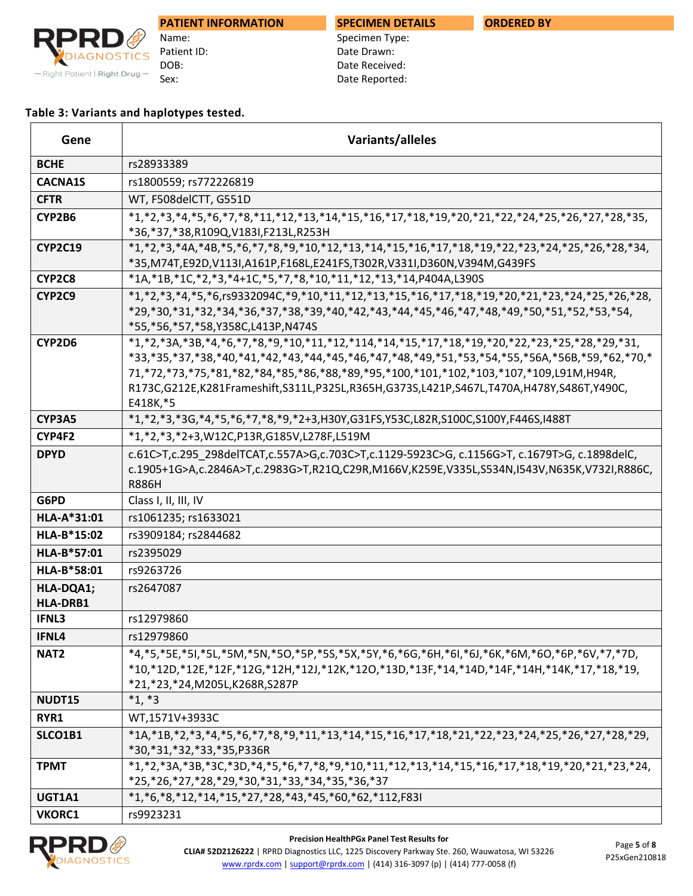| PATIENT INFORMATION | SPECIMEN DETAILS | ORDERED BY |
|---|---|---|
| Name: | Specimen Type: | |
| Patient ID: | Date Drawn: | |
| DOB: | Date Received: | |
| Sex: | Date Reported: | |

**Table 3: Variants and haplotypes tested.**

| Gene | Variants/alleles |
|---|---|
| **BCHE** | rs28933389 |
| **CACNA1S** | rs1800559; rs772226819 |
| **CFTR** | WT, F508delCTT, G551D |
| **CYP2B6** | *1,*2,*3,*4,*5,*6,*7,*8,*11,*12,*13,*14,*15,*16,*17,*18,*19,*20,*21,*22,*24,*25,*26,*27,*28,*35,*36,*37,*38,R109Q,V183I,F213L,R253H |
| **CYP2C19** | *1,*2,*3,*4A,*4B,*5,*6,*7,*8,*9,*10,*12,*13,*14,*15,*16,*17,*18,*19,*22,*23,*24,*25,*26,*28,*34,*35,M74T,E92D,V113I,A161P,F168L,E241FS,T302R,V331I,D360N,V394M,G439FS |
| **CYP2C8** | *1A,*1B,*1C,*2,*3,*4+1C,*5,*7,*8,*10,*11,*12,*13,*14,P404A,L390S |
| **CYP2C9** | *1,*2,*3,*4,*5,*6,rs9332094C,*9,*10,*11,*12,*13,*15,*16,*17,*18,*19,*20,*21,*23,*24,*25,*26,*28,*29,*30,*31,*32,*34,*36,*37,*38,*39,*40,*42,*43,*44,*45,*46,*47,*48,*49,*50,*51,*52,*53,*54,*55,*56,*57,*58,Y358C,L413P,N474S |
| **CYP2D6** | *1,*2,*3A,*3B,*4,*6,*7,*8,*9,*10,*11,*12,*114,*14,*15,*17,*18,*19,*20,*22,*23,*25,*28,*29,*31,*33,*35,*37,*38,*40,*41,*42,*43,*44,*45,*46,*47,*48,*49,*51,*53,*54,*55,*56A,*56B,*59,*62,*70,*71,*72,*73,*75,*81,*82,*84,*85,*86,*88,*89,*95,*100,*101,*102,*103,*107,*109,L91M,H94R,R173C,G212E,K281Frameshift,S311L,P325L,R365H,G373S,L421P,S467L,T470A,H478Y,S486T,Y490C,E418K,*5 |
| **CYP3A5** | *1,*2,*3,*3G,*4,*5,*6,*7,*8,*9,*2+3,H30Y,G31FS,Y53C,L82R,S100C,S100Y,F446S,I488T |
| **CYP4F2** | *1,*2,*3,*2+3,W12C,P13R,G185V,L278F,L519M |
| **DPYD** | c.61C>T,c.295_298delTCAT,c.557A>G,c.703C>T,c.1129-5923C>G, c.1156G>T, c.1679T>G, c.1898delC, c.1905+1G>A,c.2846A>T,c.2983G>T,R21Q,C29R,M166V,K259E,V335L,S534N,I543V,N635K,V732I,R886C,R886H |
| **G6PD** | Class I, II, III, IV |
| **HLA-A*31:01** | rs1061235; rs1633021 |
| **HLA-B*15:02** | rs3909184; rs2844682 |
| **HLA-B*57:01** | rs2395029 |
| **HLA-B*58:01** | rs9263726 |
| **HLA-DQA1; HLA-DRB1** | rs2647087 |
| **IFNL3** | rs12979860 |
| **IFNL4** | rs12979860 |
| **NAT2** | *4,*5,*5E,*5I,*5L,*5M,*5N,*5O,*5P,*5S,*5X,*5Y,*6,*6G,*6H,*6I,*6J,*6K,*6M,*6O,*6P,*6V,*7,*7D,*10,*12D,*12E,*12F,*12G,*12H,*12J,*12K,*12O,*13D,*13F,*14,*14D,*14F,*14H,*14K,*17,*18,*19,*21,*23,*24,M205L,K268R,S287P |
| **NUDT15** | *1, *3 |
| **RYR1** | WT,1571V+3933C |
| **SLCO1B1** | *1A,*1B,*2,*3,*4,*5,*6,*7,*8,*9,*11,*13,*14,*15,*16,*17,*18,*21,*22,*23,*24,*25,*26,*27,*28,*29,*30,*31,*32,*33,*35,P336R |
| **TPMT** | *1,*2,*3A,*3B,*3C,*3D,*4,*5,*6,*7,*8,*9,*10,*11,*12,*13,*14,*15,*16,*17,*18,*19,*20,*21,*23,*24,*25,*26,*27,*28,*29,*30,*31,*33,*34,*35,*36,*37 |
| **UGT1A1** | *1,*6,*8,*12,*14,*15,*27,*28,*43,*45,*60,*62,*112,F83I |
| **VKORC1** | rs9923231 |

**Precision HealthPGx Panel Test Results for**

**CLIA# 52D2126222** | RPRD Diagnostics LLC, 1225 Discovery Parkway Ste. 260, Wauwatosa, WI 53226
www.rprdx.com | support@rprdx.com | (414) 316-3097 (p) | (414) 777-0058 (f)

P25xGen210818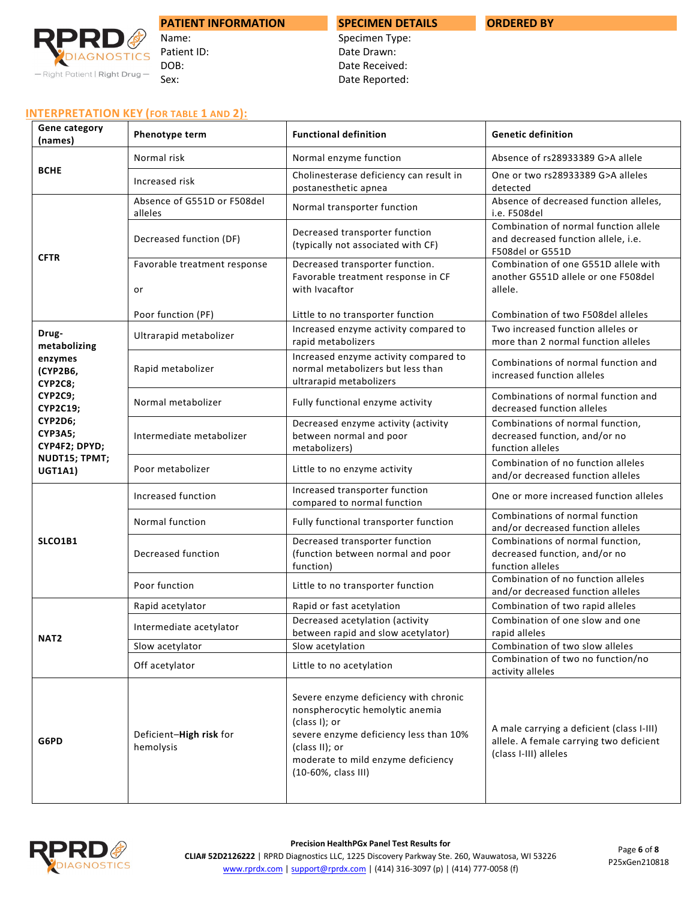| PATIENT INFORMATION | SPECIMEN DETAILS | ORDERED BY |
|---|---|---|
| Name: | Specimen Type: | |
| Patient ID: | Date Drawn: | |
| DOB: | Date Received: | |
| Sex: | Date Reported: | |

## INTERPRETATION KEY (FOR TABLE 1 AND 2):

| Gene category (names) | Phenotype term | Functional definition | Genetic definition |
|---|---|---|---|
| **BCHE** | Normal risk | Normal enzyme function | Absence of rs28933389 G>A allele |
| | Increased risk | Cholinesterase deficiency can result in postanesthetic apnea | One or two rs28933389 G>A alleles detected |
| **CFTR** | Absence of G551D or F508del alleles | Normal transporter function | Absence of decreased function alleles, i.e. F508del |
| | Decreased function (DF) | Decreased transporter function (typically not associated with CF) | Combination of normal function allele and decreased function allele, i.e. F508del or G551D |
| | Favorable treatment response or Poor function (PF) | Decreased transporter function. Favorable treatment response in CF with Ivacaftor. Little to no transporter function | Combination of one G551D allele with another G551D allele or one F508del allele. Combination of two F508del alleles |
| **Drug-metabolizing enzymes (CYP2B6, CYP2C8; CYP2C9; CYP2C19; CYP2D6; CYP3A5; CYP4F2; DPYD; NUDT15; TPMT; UGT1A1)** | Ultrarapid metabolizer | Increased enzyme activity compared to rapid metabolizers | Two increased function alleles or more than 2 normal function alleles |
| | Rapid metabolizer | Increased enzyme activity compared to normal metabolizers but less than ultrarapid metabolizers | Combinations of normal function and increased function alleles |
| | Normal metabolizer | Fully functional enzyme activity | Combinations of normal function and decreased function alleles |
| | Intermediate metabolizer | Decreased enzyme activity (activity between normal and poor metabolizers) | Combinations of normal function, decreased function, and/or no function alleles |
| | Poor metabolizer | Little to no enzyme activity | Combination of no function alleles and/or decreased function alleles |
| **SLCO1B1** | Increased function | Increased transporter function compared to normal function | One or more increased function alleles |
| | Normal function | Fully functional transporter function | Combinations of normal function and/or decreased function alleles |
| | Decreased function | Decreased transporter function (function between normal and poor function) | Combinations of normal function, decreased function, and/or no function alleles |
| | Poor function | Little to no transporter function | Combination of no function alleles and/or decreased function alleles |
| **NAT2** | Rapid acetylator | Rapid or fast acetylation | Combination of two rapid alleles |
| | Intermediate acetylator | Decreased acetylation (activity between rapid and slow acetylator) | Combination of one slow and one rapid alleles |
| | Slow acetylator | Slow acetylation | Combination of two slow alleles |
| | Off acetylator | Little to no acetylation | Combination of two no function/no activity alleles |
| **G6PD** | Deficient–**High risk** for hemolysis | Severe enzyme deficiency with chronic nonspherocytic hemolytic anemia (class I); or severe enzyme deficiency less than 10% (class II); or moderate to mild enzyme deficiency (10-60%, class III) | A male carrying a deficient (class I-III) allele. A female carrying two deficient (class I-III) alleles |

**Precision HealthPGx Panel Test Results for**

**CLIA# 52D2126222** | RPRD Diagnostics LLC, 1225 Discovery Parkway Ste. 260, Wauwatosa, WI 53226
www.rprdx.com | support@rprdx.com | (414) 316-3097 (p) | (414) 777-0058 (f)

P25xGen210818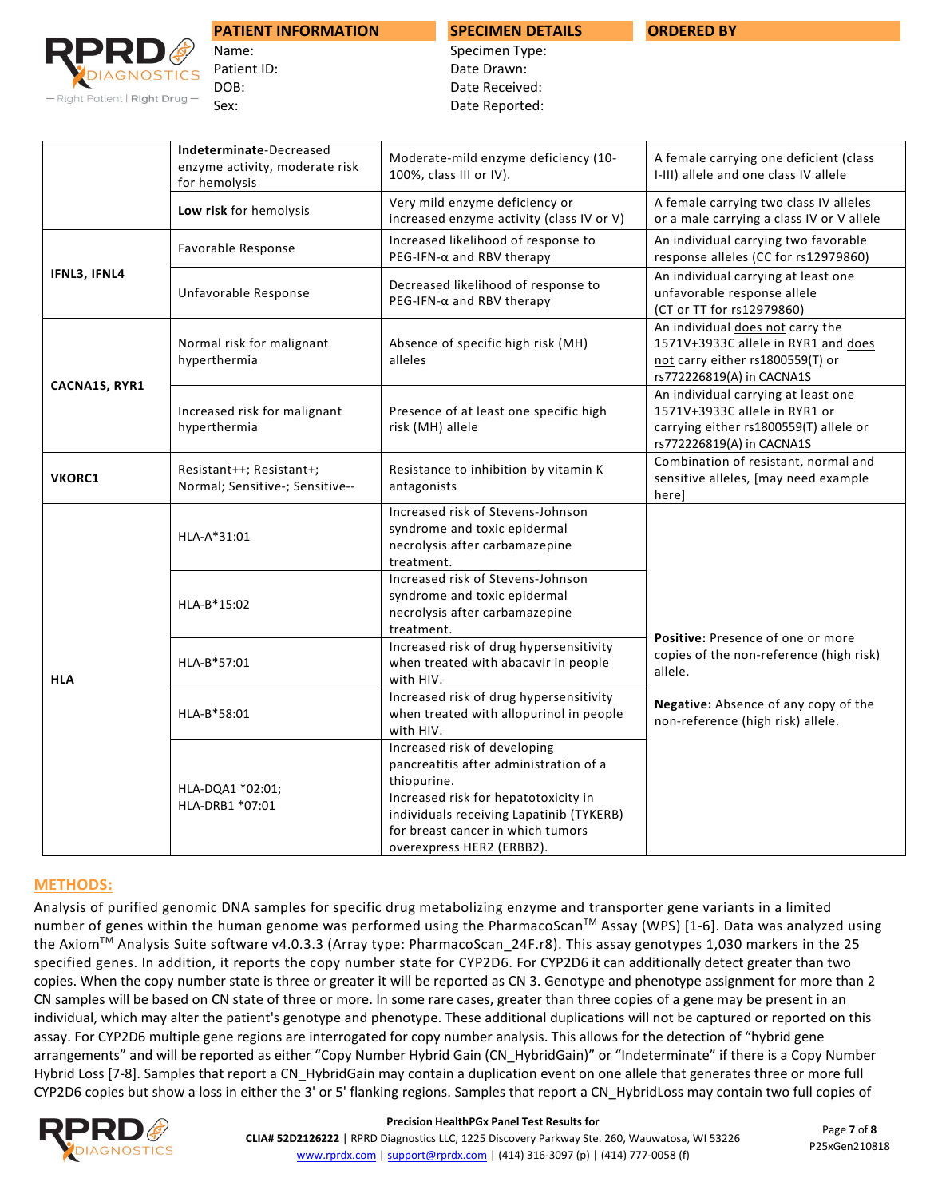| PATIENT INFORMATION | SPECIMEN DETAILS | ORDERED BY |
| --- | --- | --- |
| Name: | Specimen Type: | |
| Patient ID: | Date Drawn: | |
| DOB: | Date Received: | |
| Sex: | Date Reported: | |

| | | | |
| --- | --- | --- | --- |
| | **Indeterminate**-Decreased enzyme activity, moderate risk for hemolysis | Moderate-mild enzyme deficiency (10-100%, class III or IV). | A female carrying one deficient (class I-III) allele and one class IV allele |
| | **Low risk** for hemolysis | Very mild enzyme deficiency or increased enzyme activity (class IV or V) | A female carrying two class IV alleles or a male carrying a class IV or V allele |
| **IFNL3, IFNL4** | Favorable Response | Increased likelihood of response to PEG-IFN-α and RBV therapy | An individual carrying two favorable response alleles (CC for rs12979860) |
| | Unfavorable Response | Decreased likelihood of response to PEG-IFN-α and RBV therapy | An individual carrying at least one unfavorable response allele (CT or TT for rs12979860) |
| **CACNA1S, RYR1** | Normal risk for malignant hyperthermia | Absence of specific high risk (MH) alleles | An individual does not carry the 1571V+3933C allele in RYR1 and does not carry either rs1800559(T) or rs772226819(A) in CACNA1S |
| | Increased risk for malignant hyperthermia | Presence of at least one specific high risk (MH) allele | An individual carrying at least one 1571V+3933C allele in RYR1 or carrying either rs1800559(T) allele or rs772226819(A) in CACNA1S |
| **VKORC1** | Resistant++; Resistant+; Normal; Sensitive-; Sensitive-- | Resistance to inhibition by vitamin K antagonists | Combination of resistant, normal and sensitive alleles, [may need example here] |
| **HLA** | HLA-A*31:01 | Increased risk of Stevens-Johnson syndrome and toxic epidermal necrolysis after carbamazepine treatment. | **Positive:** Presence of one or more copies of the non-reference (high risk) allele. **Negative:** Absence of any copy of the non-reference (high risk) allele. |
| | HLA-B*15:02 | Increased risk of Stevens-Johnson syndrome and toxic epidermal necrolysis after carbamazepine treatment. | |
| | HLA-B*57:01 | Increased risk of drug hypersensitivity when treated with abacavir in people with HIV. | |
| | HLA-B*58:01 | Increased risk of drug hypersensitivity when treated with allopurinol in people with HIV. | |
| | HLA-DQA1 *02:01; HLA-DRB1 *07:01 | Increased risk of developing pancreatitis after administration of a thiopurine. Increased risk for hepatotoxicity in individuals receiving Lapatinib (TYKERB) for breast cancer in which tumors overexpress HER2 (ERBB2). | |

## METHODS:

Analysis of purified genomic DNA samples for specific drug metabolizing enzyme and transporter gene variants in a limited number of genes within the human genome was performed using the PharmacoScan™ Assay (WPS) [1-6]. Data was analyzed using the Axiom™ Analysis Suite software v4.0.3.3 (Array type: PharmacoScan_24F.r8). This assay genotypes 1,030 markers in the 25 specified genes. In addition, it reports the copy number state for CYP2D6. For CYP2D6 it can additionally detect greater than two copies. When the copy number state is three or greater it will be reported as CN 3. Genotype and phenotype assignment for more than 2 CN samples will be based on CN state of three or more. In some rare cases, greater than three copies of a gene may be present in an individual, which may alter the patient's genotype and phenotype. These additional duplications will not be captured or reported on this assay. For CYP2D6 multiple gene regions are interrogated for copy number analysis. This allows for the detection of "hybrid gene arrangements" and will be reported as either "Copy Number Hybrid Gain (CN_HybridGain)" or "Indeterminate" if there is a Copy Number Hybrid Loss [7-8]. Samples that report a CN_HybridGain may contain a duplication event on one allele that generates three or more full CYP2D6 copies but show a loss in either the 3' or 5' flanking regions. Samples that report a CN_HybridLoss may contain two full copies of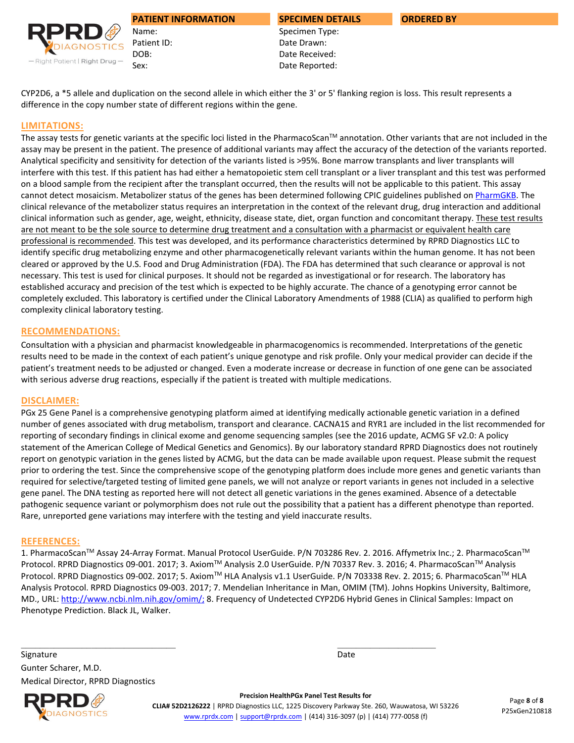| PATIENT INFORMATION | SPECIMEN DETAILS | ORDERED BY |
| --- | --- | --- |
| Name: | Specimen Type: | |
| Patient ID: | Date Drawn: | |
| DOB: | Date Received: | |
| Sex: | Date Reported: | |

CYP2D6, a *5 allele and duplication on the second allele in which either the 3' or 5' flanking region is loss. This result represents a difference in the copy number state of different regions within the gene.

## LIMITATIONS:

The assay tests for genetic variants at the specific loci listed in the PharmacoScan™ annotation. Other variants that are not included in the assay may be present in the patient. The presence of additional variants may affect the accuracy of the detection of the variants reported. Analytical specificity and sensitivity for detection of the variants listed is >95%. Bone marrow transplants and liver transplants will interfere with this test. If this patient has had either a hematopoietic stem cell transplant or a liver transplant and this test was performed on a blood sample from the recipient after the transplant occurred, then the results will not be applicable to this patient. This assay cannot detect mosaicism. Metabolizer status of the genes has been determined following CPIC guidelines published on PharmGKB. The clinical relevance of the metabolizer status requires an interpretation in the context of the relevant drug, drug interaction and additional clinical information such as gender, age, weight, ethnicity, disease state, diet, organ function and concomitant therapy. These test results are not meant to be the sole source to determine drug treatment and a consultation with a pharmacist or equivalent health care professional is recommended. This test was developed, and its performance characteristics determined by RPRD Diagnostics LLC to identify specific drug metabolizing enzyme and other pharmacogenetically relevant variants within the human genome. It has not been cleared or approved by the U.S. Food and Drug Administration (FDA). The FDA has determined that such clearance or approval is not necessary. This test is used for clinical purposes. It should not be regarded as investigational or for research. The laboratory has established accuracy and precision of the test which is expected to be highly accurate. The chance of a genotyping error cannot be completely excluded. This laboratory is certified under the Clinical Laboratory Amendments of 1988 (CLIA) as qualified to perform high complexity clinical laboratory testing.

## RECOMMENDATIONS:

Consultation with a physician and pharmacist knowledgeable in pharmacogenomics is recommended. Interpretations of the genetic results need to be made in the context of each patient's unique genotype and risk profile. Only your medical provider can decide if the patient's treatment needs to be adjusted or changed. Even a moderate increase or decrease in function of one gene can be associated with serious adverse drug reactions, especially if the patient is treated with multiple medications.

## DISCLAIMER:

PGx 25 Gene Panel is a comprehensive genotyping platform aimed at identifying medically actionable genetic variation in a defined number of genes associated with drug metabolism, transport and clearance. CACNA1S and RYR1 are included in the list recommended for reporting of secondary findings in clinical exome and genome sequencing samples (see the 2016 update, ACMG SF v2.0: A policy statement of the American College of Medical Genetics and Genomics). By our laboratory standard RPRD Diagnostics does not routinely report on genotypic variation in the genes listed by ACMG, but the data can be made available upon request. Please submit the request prior to ordering the test. Since the comprehensive scope of the genotyping platform does include more genes and genetic variants than required for selective/targeted testing of limited gene panels, we will not analyze or report variants in genes not included in a selective gene panel. The DNA testing as reported here will not detect all genetic variations in the genes examined. Absence of a detectable pathogenic sequence variant or polymorphism does not rule out the possibility that a patient has a different phenotype than reported. Rare, unreported gene variations may interfere with the testing and yield inaccurate results.

## REFERENCES:

1. PharmacoScan™ Assay 24-Array Format. Manual Protocol UserGuide. P/N 703286 Rev. 2. 2016. Affymetrix Inc.; 2. PharmacoScan™ Protocol. RPRD Diagnostics 09-001. 2017; 3. Axiom™ Analysis 2.0 UserGuide. P/N 70337 Rev. 3. 2016; 4. PharmacoScan™ Analysis Protocol. RPRD Diagnostics 09-002. 2017; 5. Axiom™ HLA Analysis v1.1 UserGuide. P/N 703338 Rev. 2. 2015; 6. PharmacoScan™ HLA Analysis Protocol. RPRD Diagnostics 09-003. 2017; 7. Mendelian Inheritance in Man, OMIM (TM). Johns Hopkins University, Baltimore, MD., URL: http://www.ncbi.nlm.nih.gov/omim/; 8. Frequency of Undetected CYP2D6 Hybrid Genes in Clinical Samples: Impact on Phenotype Prediction. Black JL, Walker.

Signature

Gunter Scharer, M.D.

Medical Director, RPRD Diagnostics

Date

**Precision HealthPGx Panel Test Results for**

**CLIA# 52D2126222** | RPRD Diagnostics LLC, 1225 Discovery Parkway Ste. 260, Wauwatosa, WI 53226
www.rprdx.com | support@rprdx.com | (414) 316-3097 (p) | (414) 777-0058 (f)

P25xGen210818